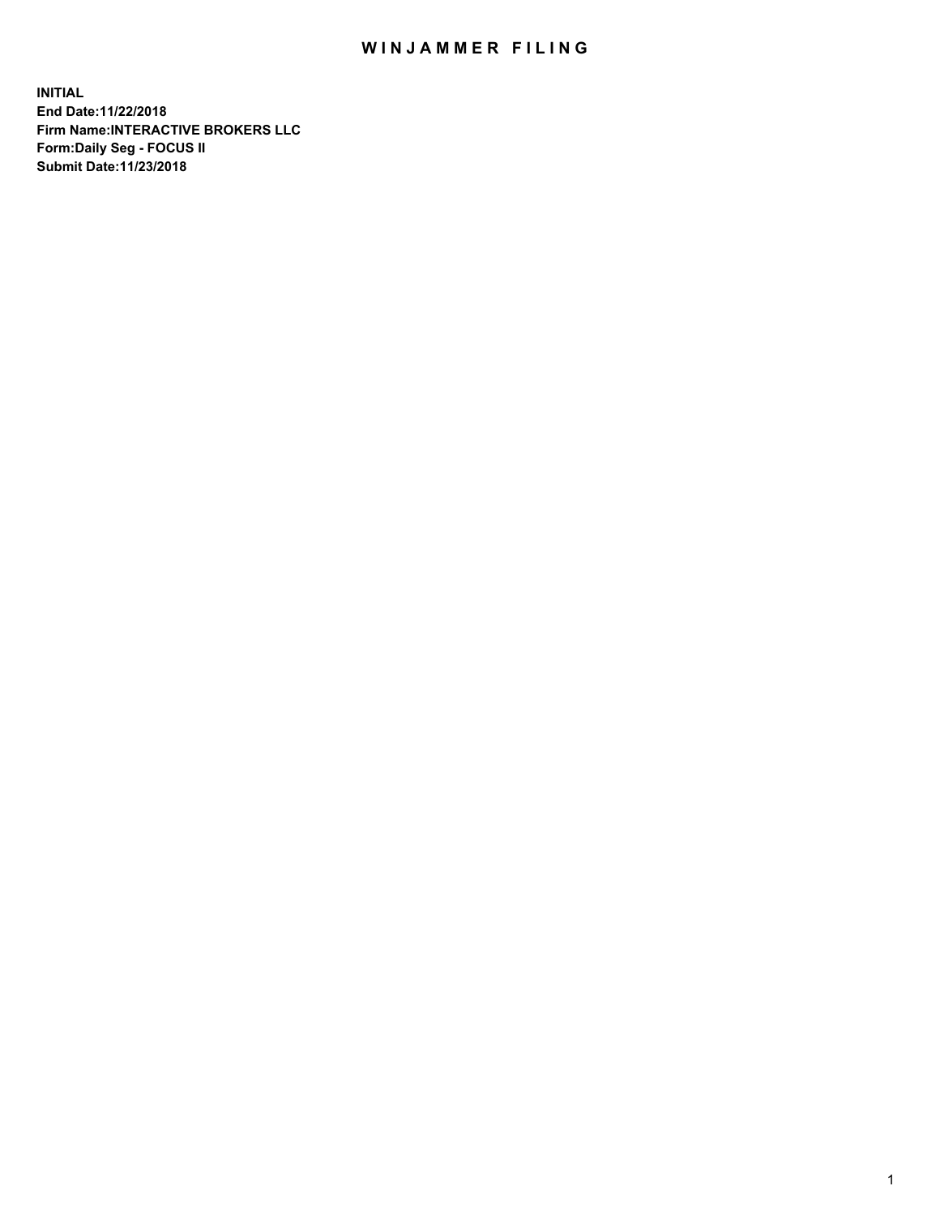# WINJAMMER FILING

**INITIAL**
**End Date:11/22/2018**
**Firm Name:INTERACTIVE BROKERS LLC**
**Form:Daily Seg - FOCUS II**
**Submit Date:11/23/2018**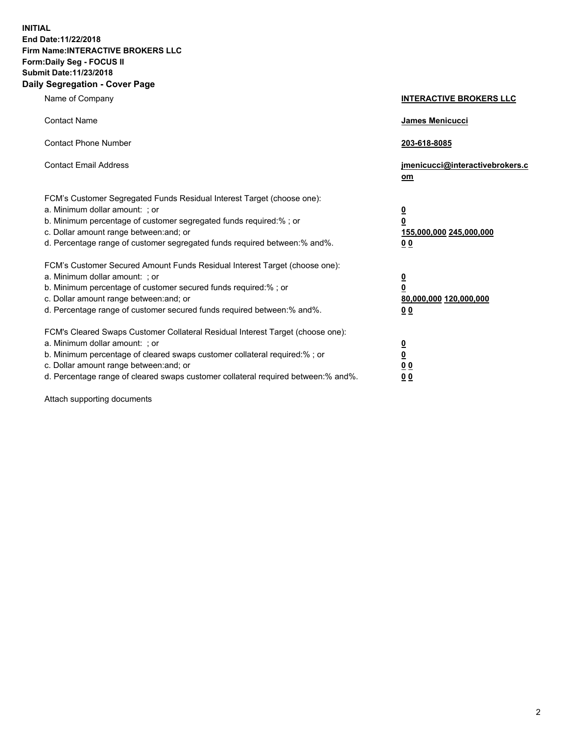**INITIAL**
**End Date:11/22/2018**
**Firm Name:INTERACTIVE BROKERS LLC**
**Form:Daily Seg - FOCUS II**
**Submit Date:11/23/2018**
**Daily Segregation - Cover Page**

| | |
|---|---|
| Name of Company | **INTERACTIVE BROKERS LLC** |
| Contact Name | **James Menicucci** |
| Contact Phone Number | **203-618-8085** |
| Contact Email Address | **jmenicucci@interactivebrokers.com** |
| FCM's Customer Segregated Funds Residual Interest Target (choose one): | |
| a. Minimum dollar amount: ; or | **0** |
| b. Minimum percentage of customer segregated funds required:% ; or | **0** |
| c. Dollar amount range between:and; or | **155,000,000 245,000,000** |
| d. Percentage range of customer segregated funds required between:% and%. | **0 0** |
| FCM's Customer Secured Amount Funds Residual Interest Target (choose one): | |
| a. Minimum dollar amount: ; or | **0** |
| b. Minimum percentage of customer secured funds required:% ; or | **0** |
| c. Dollar amount range between:and; or | **80,000,000 120,000,000** |
| d. Percentage range of customer secured funds required between:% and%. | **0 0** |
| FCM's Cleared Swaps Customer Collateral Residual Interest Target (choose one): | |
| a. Minimum dollar amount: ; or | **0** |
| b. Minimum percentage of cleared swaps customer collateral required:% ; or | **0** |
| c. Dollar amount range between:and; or | **0 0** |
| d. Percentage range of cleared swaps customer collateral required between:% and%. | **0 0** |

Attach supporting documents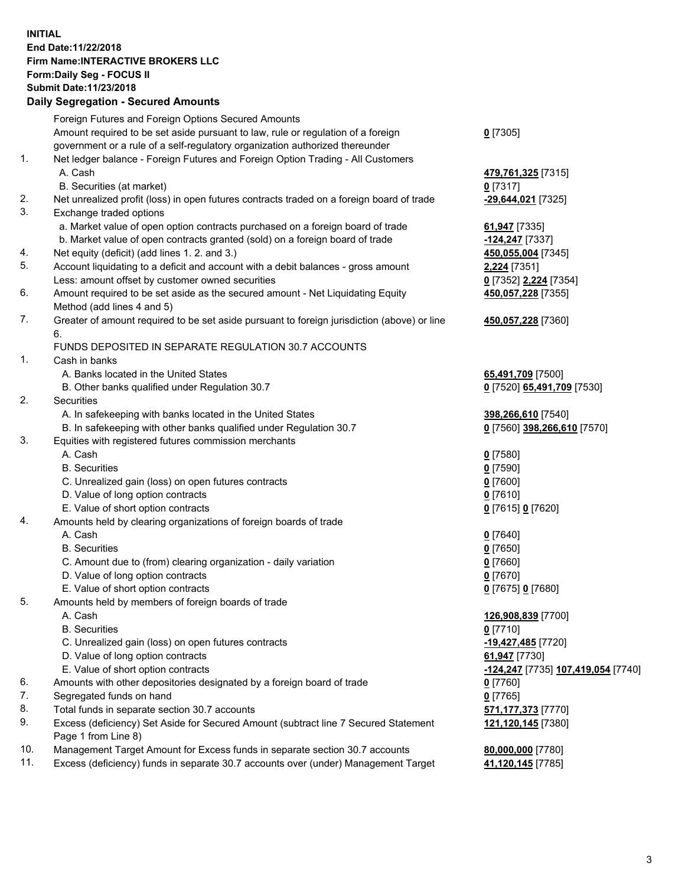**INITIAL**
**End Date:11/22/2018**
**Firm Name:INTERACTIVE BROKERS LLC**
**Form:Daily Seg - FOCUS II**
**Submit Date:11/23/2018**

## Daily Segregation - Secured Amounts

| | | |
|---|---|---|
| | Foreign Futures and Foreign Options Secured Amounts | |
| | Amount required to be set aside pursuant to law, rule or regulation of a foreign government or a rule of a self-regulatory organization authorized thereunder | **0** [7305] |
| 1. | Net ledger balance - Foreign Futures and Foreign Option Trading - All Customers | |
| | A. Cash | **479,761,325** [7315] |
| | B. Securities (at market) | **0** [7317] |
| 2. | Net unrealized profit (loss) in open futures contracts traded on a foreign board of trade | **-29,644,021** [7325] |
| 3. | Exchange traded options | |
| | a. Market value of open option contracts purchased on a foreign board of trade | **61,947** [7335] |
| | b. Market value of open contracts granted (sold) on a foreign board of trade | **-124,247** [7337] |
| 4. | Net equity (deficit) (add lines 1. 2. and 3.) | **450,055,004** [7345] |
| 5. | Account liquidating to a deficit and account with a debit balances - gross amount | **2,224** [7351] |
| | Less: amount offset by customer owned securities | **0** [7352] **2,224** [7354] |
| 6. | Amount required to be set aside as the secured amount - Net Liquidating Equity Method (add lines 4 and 5) | **450,057,228** [7355] |
| 7. | Greater of amount required to be set aside pursuant to foreign jurisdiction (above) or line 6. | **450,057,228** [7360] |
| | FUNDS DEPOSITED IN SEPARATE REGULATION 30.7 ACCOUNTS | |
| 1. | Cash in banks | |
| | A. Banks located in the United States | **65,491,709** [7500] |
| | B. Other banks qualified under Regulation 30.7 | **0** [7520] **65,491,709** [7530] |
| 2. | Securities | |
| | A. In safekeeping with banks located in the United States | **398,266,610** [7540] |
| | B. In safekeeping with other banks qualified under Regulation 30.7 | **0** [7560] **398,266,610** [7570] |
| 3. | Equities with registered futures commission merchants | |
| | A. Cash | **0** [7580] |
| | B. Securities | **0** [7590] |
| | C. Unrealized gain (loss) on open futures contracts | **0** [7600] |
| | D. Value of long option contracts | **0** [7610] |
| | E. Value of short option contracts | **0** [7615] **0** [7620] |
| 4. | Amounts held by clearing organizations of foreign boards of trade | |
| | A. Cash | **0** [7640] |
| | B. Securities | **0** [7650] |
| | C. Amount due to (from) clearing organization - daily variation | **0** [7660] |
| | D. Value of long option contracts | **0** [7670] |
| | E. Value of short option contracts | **0** [7675] **0** [7680] |
| 5. | Amounts held by members of foreign boards of trade | |
| | A. Cash | **126,908,839** [7700] |
| | B. Securities | **0** [7710] |
| | C. Unrealized gain (loss) on open futures contracts | **-19,427,485** [7720] |
| | D. Value of long option contracts | **61,947** [7730] |
| | E. Value of short option contracts | **-124,247** [7735] **107,419,054** [7740] |
| 6. | Amounts with other depositories designated by a foreign board of trade | **0** [7760] |
| 7. | Segregated funds on hand | **0** [7765] |
| 8. | Total funds in separate section 30.7 accounts | **571,177,373** [7770] |
| 9. | Excess (deficiency) Set Aside for Secured Amount (subtract line 7 Secured Statement Page 1 from Line 8) | **121,120,145** [7380] |
| 10. | Management Target Amount for Excess funds in separate section 30.7 accounts | **80,000,000** [7780] |
| 11. | Excess (deficiency) funds in separate 30.7 accounts over (under) Management Target | **41,120,145** [7785] |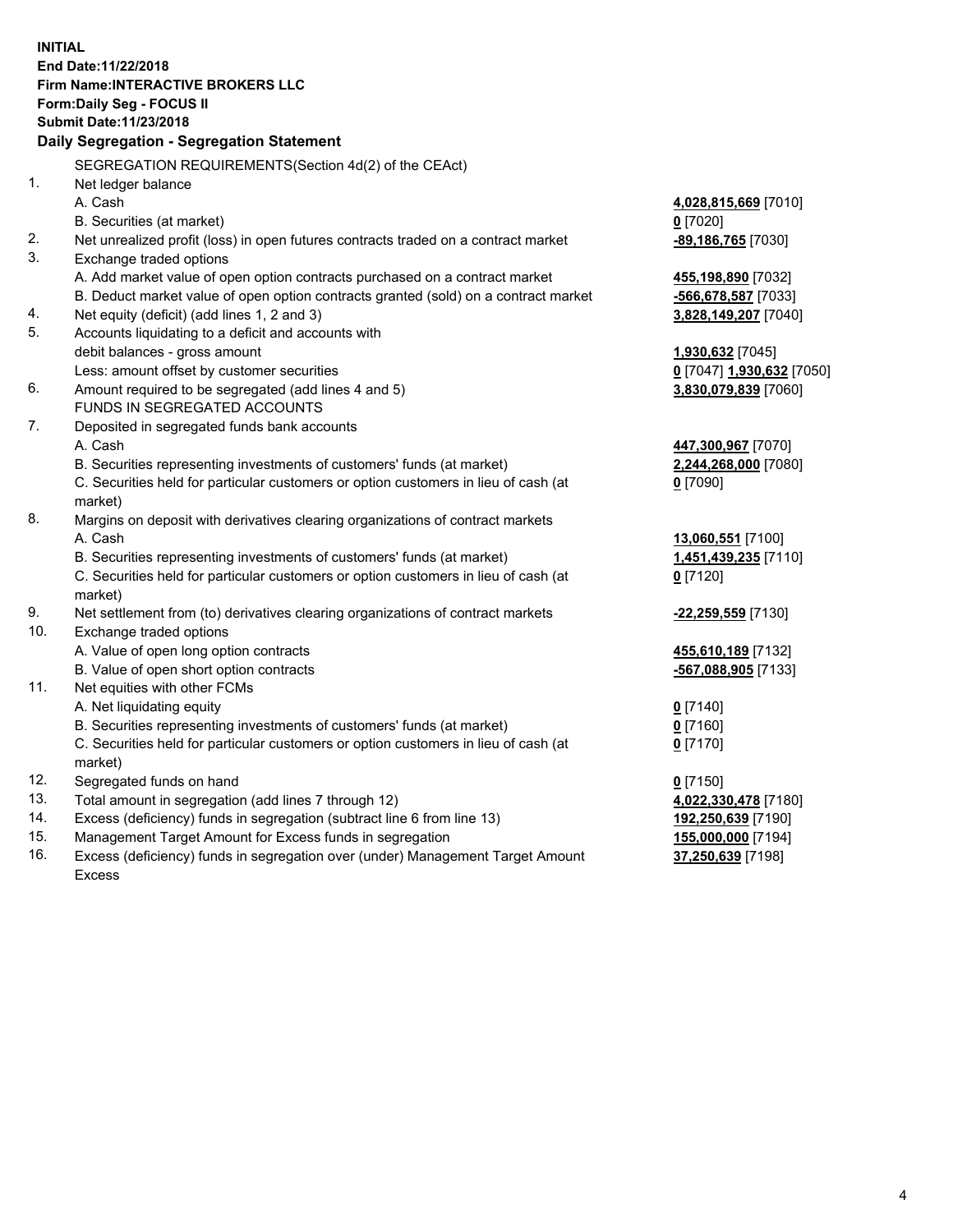**INITIAL**
**End Date:11/22/2018**
**Firm Name:INTERACTIVE BROKERS LLC**
**Form:Daily Seg - FOCUS II**
**Submit Date:11/23/2018**

**Daily Segregation - Segregation Statement**

SEGREGATION REQUIREMENTS(Section 4d(2) of the CEAct)

| | | |
|---|---|---|
| 1. | Net ledger balance | |
| | A. Cash | **4,028,815,669** [7010] |
| | B. Securities (at market) | **0** [7020] |
| 2. | Net unrealized profit (loss) in open futures contracts traded on a contract market | **-89,186,765** [7030] |
| 3. | Exchange traded options | |
| | A. Add market value of open option contracts purchased on a contract market | **455,198,890** [7032] |
| | B. Deduct market value of open option contracts granted (sold) on a contract market | **-566,678,587** [7033] |
| 4. | Net equity (deficit) (add lines 1, 2 and 3) | **3,828,149,207** [7040] |
| 5. | Accounts liquidating to a deficit and accounts with debit balances - gross amount | **1,930,632** [7045] |
| | Less: amount offset by customer securities | **0** [7047] **1,930,632** [7050] |
| 6. | Amount required to be segregated (add lines 4 and 5) | **3,830,079,839** [7060] |
| | FUNDS IN SEGREGATED ACCOUNTS | |
| 7. | Deposited in segregated funds bank accounts | |
| | A. Cash | **447,300,967** [7070] |
| | B. Securities representing investments of customers' funds (at market) | **2,244,268,000** [7080] |
| | C. Securities held for particular customers or option customers in lieu of cash (at market) | **0** [7090] |
| 8. | Margins on deposit with derivatives clearing organizations of contract markets | |
| | A. Cash | **13,060,551** [7100] |
| | B. Securities representing investments of customers' funds (at market) | **1,451,439,235** [7110] |
| | C. Securities held for particular customers or option customers in lieu of cash (at market) | **0** [7120] |
| 9. | Net settlement from (to) derivatives clearing organizations of contract markets | **-22,259,559** [7130] |
| 10. | Exchange traded options | |
| | A. Value of open long option contracts | **455,610,189** [7132] |
| | B. Value of open short option contracts | **-567,088,905** [7133] |
| 11. | Net equities with other FCMs | |
| | A. Net liquidating equity | **0** [7140] |
| | B. Securities representing investments of customers' funds (at market) | **0** [7160] |
| | C. Securities held for particular customers or option customers in lieu of cash (at market) | **0** [7170] |
| 12. | Segregated funds on hand | **0** [7150] |
| 13. | Total amount in segregation (add lines 7 through 12) | **4,022,330,478** [7180] |
| 14. | Excess (deficiency) funds in segregation (subtract line 6 from line 13) | **192,250,639** [7190] |
| 15. | Management Target Amount for Excess funds in segregation | **155,000,000** [7194] |
| 16. | Excess (deficiency) funds in segregation over (under) Management Target Amount Excess | **37,250,639** [7198] |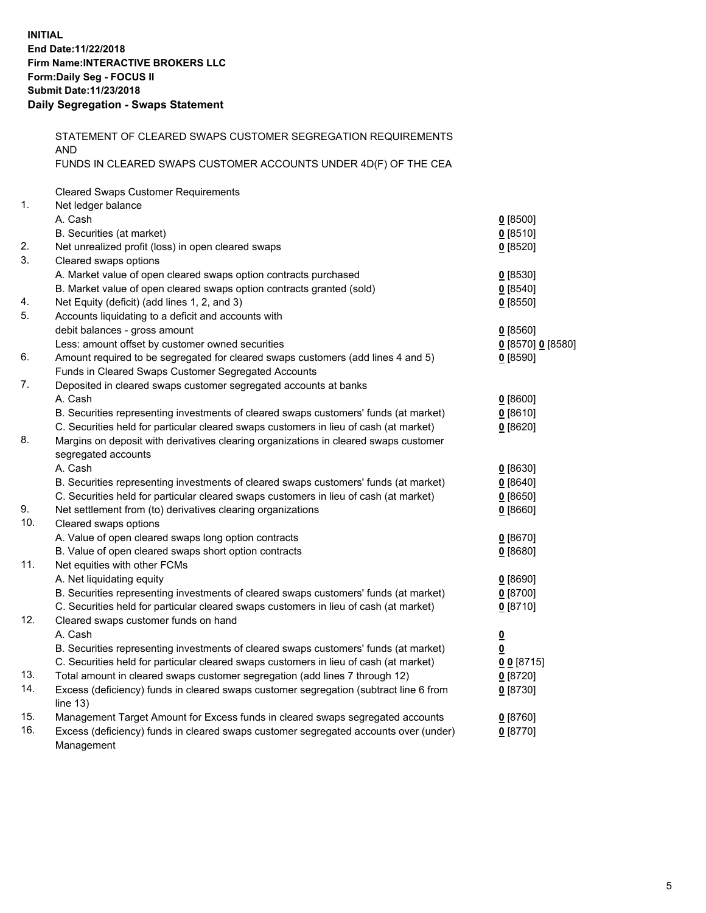**INITIAL**
**End Date:11/22/2018**
**Firm Name:INTERACTIVE BROKERS LLC**
**Form:Daily Seg - FOCUS II**
**Submit Date:11/23/2018**
**Daily Segregation - Swaps Statement**

STATEMENT OF CLEARED SWAPS CUSTOMER SEGREGATION REQUIREMENTS AND FUNDS IN CLEARED SWAPS CUSTOMER ACCOUNTS UNDER 4D(F) OF THE CEA

| | | |
|---|---|---|
| | Cleared Swaps Customer Requirements | |
| 1. | Net ledger balance | |
| | A. Cash | 0 [8500] |
| | B. Securities (at market) | 0 [8510] |
| 2. | Net unrealized profit (loss) in open cleared swaps | 0 [8520] |
| 3. | Cleared swaps options | |
| | A. Market value of open cleared swaps option contracts purchased | 0 [8530] |
| | B. Market value of open cleared swaps option contracts granted (sold) | 0 [8540] |
| 4. | Net Equity (deficit) (add lines 1, 2, and 3) | 0 [8550] |
| 5. | Accounts liquidating to a deficit and accounts with | |
| | debit balances - gross amount | 0 [8560] |
| | Less: amount offset by customer owned securities | 0 [8570] 0 [8580] |
| 6. | Amount required to be segregated for cleared swaps customers (add lines 4 and 5) | 0 [8590] |
| | Funds in Cleared Swaps Customer Segregated Accounts | |
| 7. | Deposited in cleared swaps customer segregated accounts at banks | |
| | A. Cash | 0 [8600] |
| | B. Securities representing investments of cleared swaps customers' funds (at market) | 0 [8610] |
| | C. Securities held for particular cleared swaps customers in lieu of cash (at market) | 0 [8620] |
| 8. | Margins on deposit with derivatives clearing organizations in cleared swaps customer segregated accounts | |
| | A. Cash | 0 [8630] |
| | B. Securities representing investments of cleared swaps customers' funds (at market) | 0 [8640] |
| | C. Securities held for particular cleared swaps customers in lieu of cash (at market) | 0 [8650] |
| 9. | Net settlement from (to) derivatives clearing organizations | 0 [8660] |
| 10. | Cleared swaps options | |
| | A. Value of open cleared swaps long option contracts | 0 [8670] |
| | B. Value of open cleared swaps short option contracts | 0 [8680] |
| 11. | Net equities with other FCMs | |
| | A. Net liquidating equity | 0 [8690] |
| | B. Securities representing investments of cleared swaps customers' funds (at market) | 0 [8700] |
| | C. Securities held for particular cleared swaps customers in lieu of cash (at market) | 0 [8710] |
| 12. | Cleared swaps customer funds on hand | |
| | A. Cash | 0 |
| | B. Securities representing investments of cleared swaps customers' funds (at market) | 0 |
| | C. Securities held for particular cleared swaps customers in lieu of cash (at market) | 0 0 [8715] |
| 13. | Total amount in cleared swaps customer segregation (add lines 7 through 12) | 0 [8720] |
| 14. | Excess (deficiency) funds in cleared swaps customer segregation (subtract line 6 from line 13) | 0 [8730] |
| 15. | Management Target Amount for Excess funds in cleared swaps segregated accounts | 0 [8760] |
| 16. | Excess (deficiency) funds in cleared swaps customer segregated accounts over (under) Management | 0 [8770] |